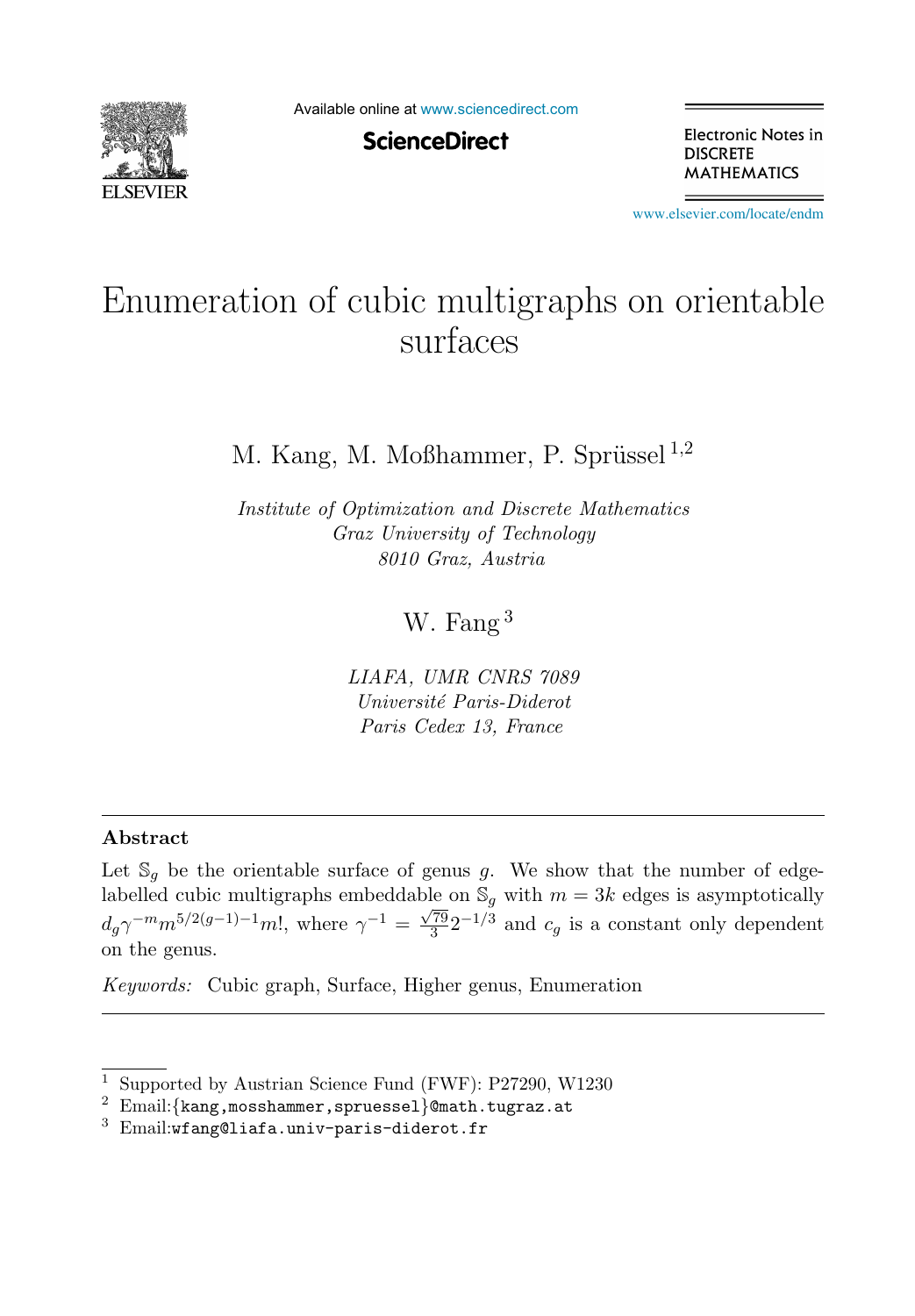# Enumeration of cubic multigraphs on orientable surfaces

M. Kang, M. Moßhammer, P. Sprüssel [1,2]

*Institute of Optimization and Discrete Mathematics*
*Graz University of Technology*
*8010 Graz, Austria*

W. Fang [3]

*LIAFA, UMR CNRS 7089*
*Université Paris-Diderot*
*Paris Cedex 13, France*

---

### Abstract

Let $\mathbb{S}_g$ be the orientable surface of genus $g$. We show that the number of edge-labelled cubic multigraphs embeddable on $\mathbb{S}_g$ with $m = 3k$ edges is asymptotically $d_g \gamma^{-m} m^{5/2(g-1)-1} m!$, where $\gamma^{-1} = \frac{\sqrt{79}}{3} 2^{-1/3}$ and $c_g$ is a constant only dependent on the genus.

*Keywords:* Cubic graph, Surface, Higher genus, Enumeration

---

[1] Supported by Austrian Science Fund (FWF): P27290, W1230

[2] Email:{kang,mosshammer,spruessel}@math.tugraz.at

[3] Email:wfang@liafa.univ-paris-diderot.fr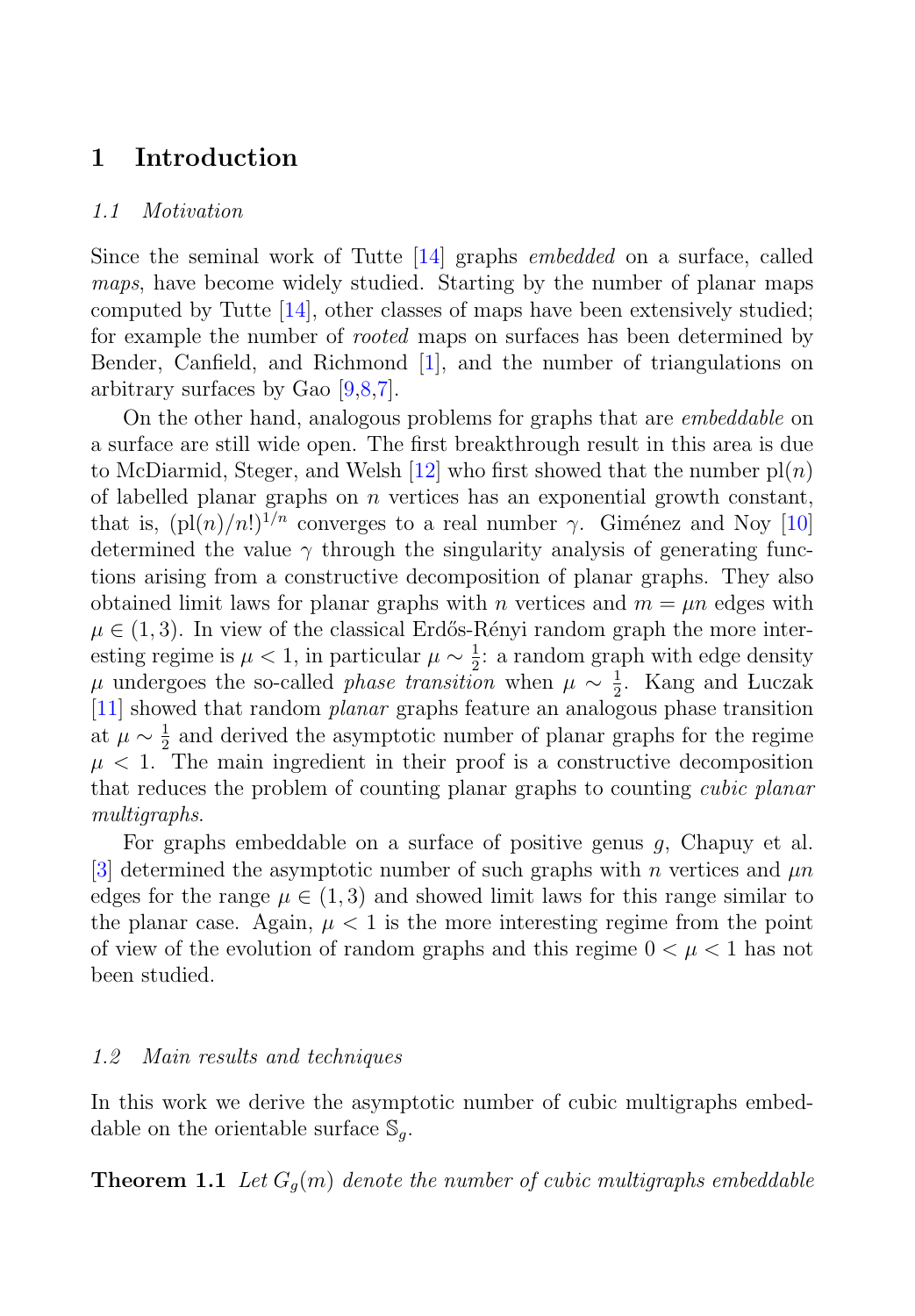# 1 Introduction

## 1.1 Motivation

Since the seminal work of Tutte [14] graphs *embedded* on a surface, called *maps*, have become widely studied. Starting by the number of planar maps computed by Tutte [14], other classes of maps have been extensively studied; for example the number of *rooted* maps on surfaces has been determined by Bender, Canfield, and Richmond [1], and the number of triangulations on arbitrary surfaces by Gao [9,8,7].

On the other hand, analogous problems for graphs that are *embeddable* on a surface are still wide open. The first breakthrough result in this area is due to McDiarmid, Steger, and Welsh [12] who first showed that the number $\mathrm{pl}(n)$ of labelled planar graphs on $n$ vertices has an exponential growth constant, that is, $(\mathrm{pl}(n)/n!)^{1/n}$ converges to a real number $\gamma$. Giménez and Noy [10] determined the value $\gamma$ through the singularity analysis of generating functions arising from a constructive decomposition of planar graphs. They also obtained limit laws for planar graphs with $n$ vertices and $m = \mu n$ edges with $\mu \in (1, 3)$. In view of the classical Erdős-Rényi random graph the more interesting regime is $\mu < 1$, in particular $\mu \sim \frac{1}{2}$: a random graph with edge density $\mu$ undergoes the so-called *phase transition* when $\mu \sim \frac{1}{2}$. Kang and Łuczak [11] showed that random *planar* graphs feature an analogous phase transition at $\mu \sim \frac{1}{2}$ and derived the asymptotic number of planar graphs for the regime $\mu < 1$. The main ingredient in their proof is a constructive decomposition that reduces the problem of counting planar graphs to counting *cubic planar multigraphs*.

For graphs embeddable on a surface of positive genus $g$, Chapuy et al. [3] determined the asymptotic number of such graphs with $n$ vertices and $\mu n$ edges for the range $\mu \in (1, 3)$ and showed limit laws for this range similar to the planar case. Again, $\mu < 1$ is the more interesting regime from the point of view of the evolution of random graphs and this regime $0 < \mu < 1$ has not been studied.

## 1.2 Main results and techniques

In this work we derive the asymptotic number of cubic multigraphs embeddable on the orientable surface $\mathbb{S}_g$.

**Theorem 1.1** *Let $G_g(m)$ denote the number of cubic multigraphs embeddable*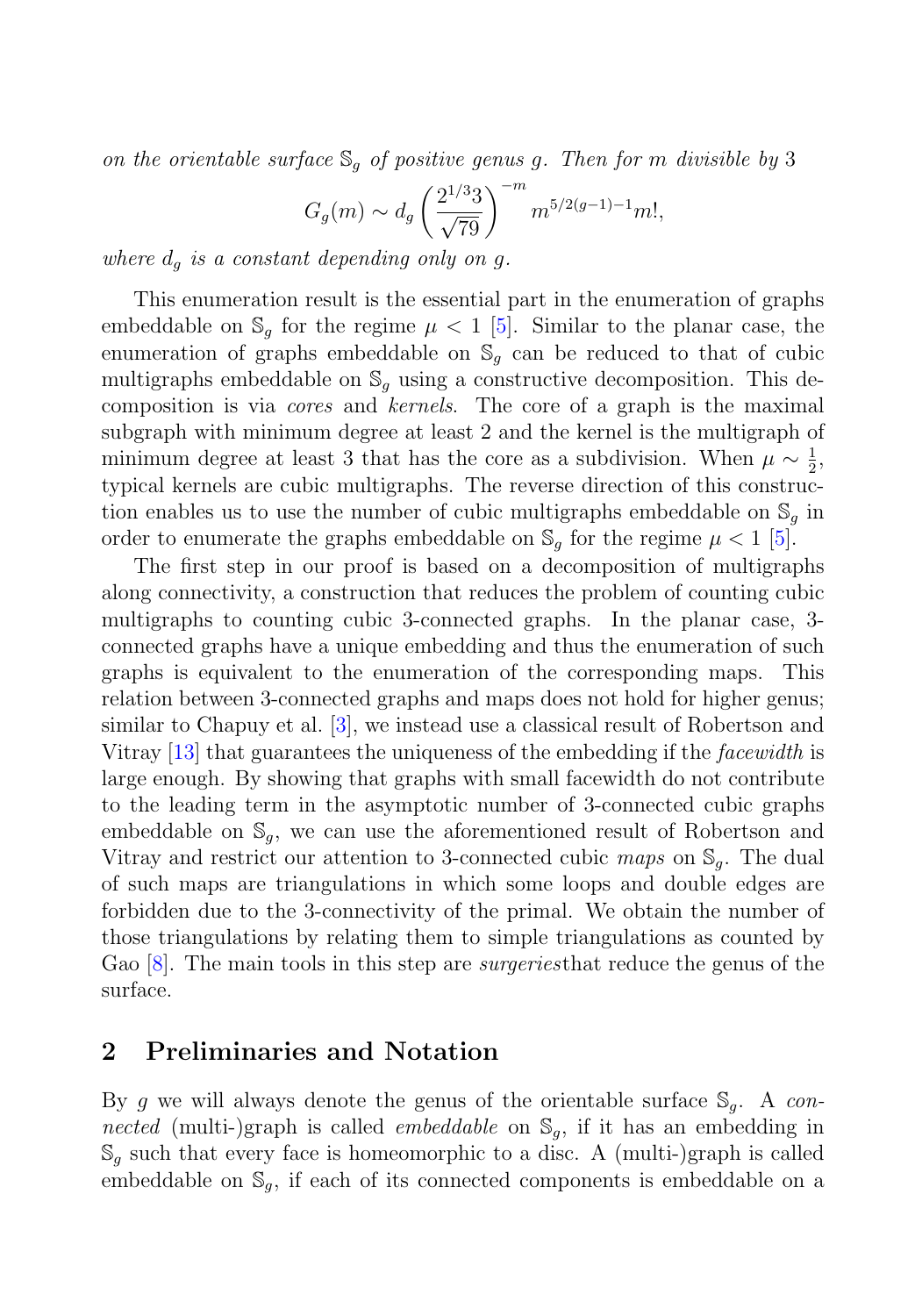*on the orientable surface $\mathbb{S}_g$ of positive genus $g$. Then for $m$ divisible by 3*

$$G_g(m) \sim d_g \left(\frac{2^{1/3}3}{\sqrt{79}}\right)^{-m} m^{5/2(g-1)-1} m!,$$

*where $d_g$ is a constant depending only on $g$.*

This enumeration result is the essential part in the enumeration of graphs embeddable on $\mathbb{S}_g$ for the regime $\mu < 1$ [5]. Similar to the planar case, the enumeration of graphs embeddable on $\mathbb{S}_g$ can be reduced to that of cubic multigraphs embeddable on $\mathbb{S}_g$ using a constructive decomposition. This decomposition is via *cores* and *kernels*. The core of a graph is the maximal subgraph with minimum degree at least 2 and the kernel is the multigraph of minimum degree at least 3 that has the core as a subdivision. When $\mu \sim \frac{1}{2}$, typical kernels are cubic multigraphs. The reverse direction of this construction enables us to use the number of cubic multigraphs embeddable on $\mathbb{S}_g$ in order to enumerate the graphs embeddable on $\mathbb{S}_g$ for the regime $\mu < 1$ [5].

The first step in our proof is based on a decomposition of multigraphs along connectivity, a construction that reduces the problem of counting cubic multigraphs to counting cubic 3-connected graphs. In the planar case, 3-connected graphs have a unique embedding and thus the enumeration of such graphs is equivalent to the enumeration of the corresponding maps. This relation between 3-connected graphs and maps does not hold for higher genus; similar to Chapuy et al. [3], we instead use a classical result of Robertson and Vitray [13] that guarantees the uniqueness of the embedding if the *facewidth* is large enough. By showing that graphs with small facewidth do not contribute to the leading term in the asymptotic number of 3-connected cubic graphs embeddable on $\mathbb{S}_g$, we can use the aforementioned result of Robertson and Vitray and restrict our attention to 3-connected cubic *maps* on $\mathbb{S}_g$. The dual of such maps are triangulations in which some loops and double edges are forbidden due to the 3-connectivity of the primal. We obtain the number of those triangulations by relating them to simple triangulations as counted by Gao [8]. The main tools in this step are *surgeries*that reduce the genus of the surface.

## 2 Preliminaries and Notation

By $g$ we will always denote the genus of the orientable surface $\mathbb{S}_g$. A *connected* (multi-)graph is called *embeddable* on $\mathbb{S}_g$, if it has an embedding in $\mathbb{S}_g$ such that every face is homeomorphic to a disc. A (multi-)graph is called embeddable on $\mathbb{S}_g$, if each of its connected components is embeddable on a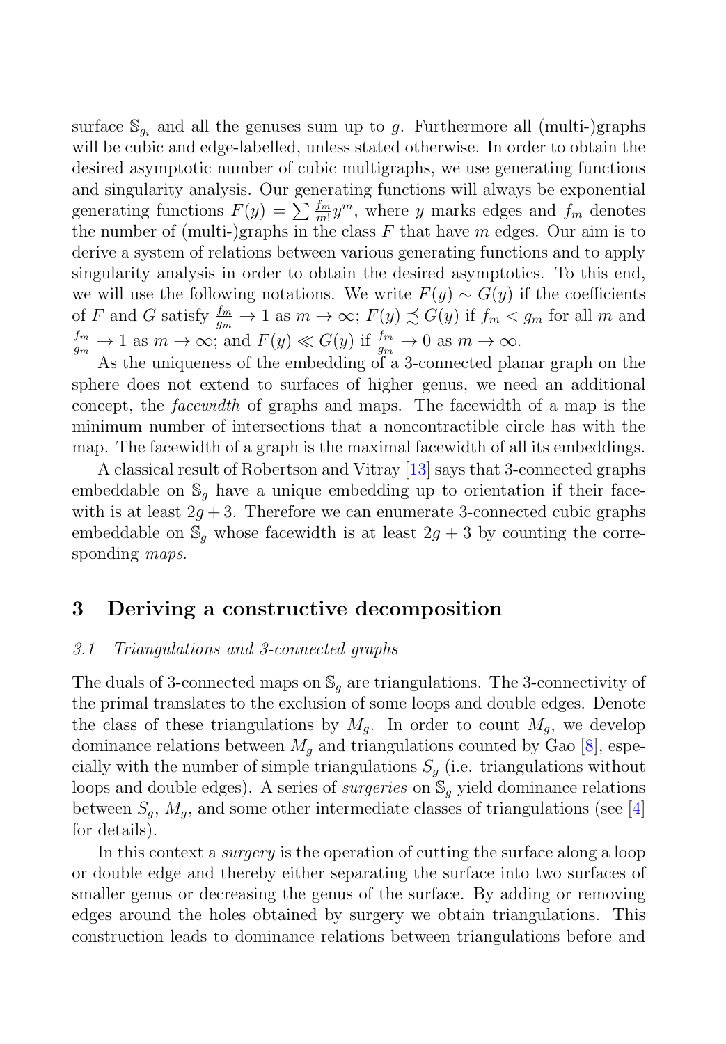surface $\mathbb{S}_{g_i}$ and all the genuses sum up to $g$. Furthermore all (multi-)graphs will be cubic and edge-labelled, unless stated otherwise. In order to obtain the desired asymptotic number of cubic multigraphs, we use generating functions and singularity analysis. Our generating functions will always be exponential generating functions $F(y) = \sum \frac{f_m}{m!} y^m$, where $y$ marks edges and $f_m$ denotes the number of (multi-)graphs in the class $F$ that have $m$ edges. Our aim is to derive a system of relations between various generating functions and to apply singularity analysis in order to obtain the desired asymptotics. To this end, we will use the following notations. We write $F(y) \sim G(y)$ if the coefficients of $F$ and $G$ satisfy $\frac{f_m}{g_m} \to 1$ as $m \to \infty$; $F(y) \precsim G(y)$ if $f_m < g_m$ for all $m$ and $\frac{f_m}{g_m} \to 1$ as $m \to \infty$; and $F(y) \ll G(y)$ if $\frac{f_m}{g_m} \to 0$ as $m \to \infty$.

As the uniqueness of the embedding of a 3-connected planar graph on the sphere does not extend to surfaces of higher genus, we need an additional concept, the *facewidth* of graphs and maps. The facewidth of a map is the minimum number of intersections that a noncontractible circle has with the map. The facewidth of a graph is the maximal facewidth of all its embeddings.

A classical result of Robertson and Vitray [13] says that 3-connected graphs embeddable on $\mathbb{S}_g$ have a unique embedding up to orientation if their facewith is at least $2g + 3$. Therefore we can enumerate 3-connected cubic graphs embeddable on $\mathbb{S}_g$ whose facewidth is at least $2g + 3$ by counting the corresponding *maps*.

## 3 Deriving a constructive decomposition

### *3.1 Triangulations and 3-connected graphs*

The duals of 3-connected maps on $\mathbb{S}_g$ are triangulations. The 3-connectivity of the primal translates to the exclusion of some loops and double edges. Denote the class of these triangulations by $M_g$. In order to count $M_g$, we develop dominance relations between $M_g$ and triangulations counted by Gao [8], especially with the number of simple triangulations $S_g$ (i.e. triangulations without loops and double edges). A series of *surgeries* on $\mathbb{S}_g$ yield dominance relations between $S_g$, $M_g$, and some other intermediate classes of triangulations (see [4] for details).

In this context a *surgery* is the operation of cutting the surface along a loop or double edge and thereby either separating the surface into two surfaces of smaller genus or decreasing the genus of the surface. By adding or removing edges around the holes obtained by surgery we obtain triangulations. This construction leads to dominance relations between triangulations before and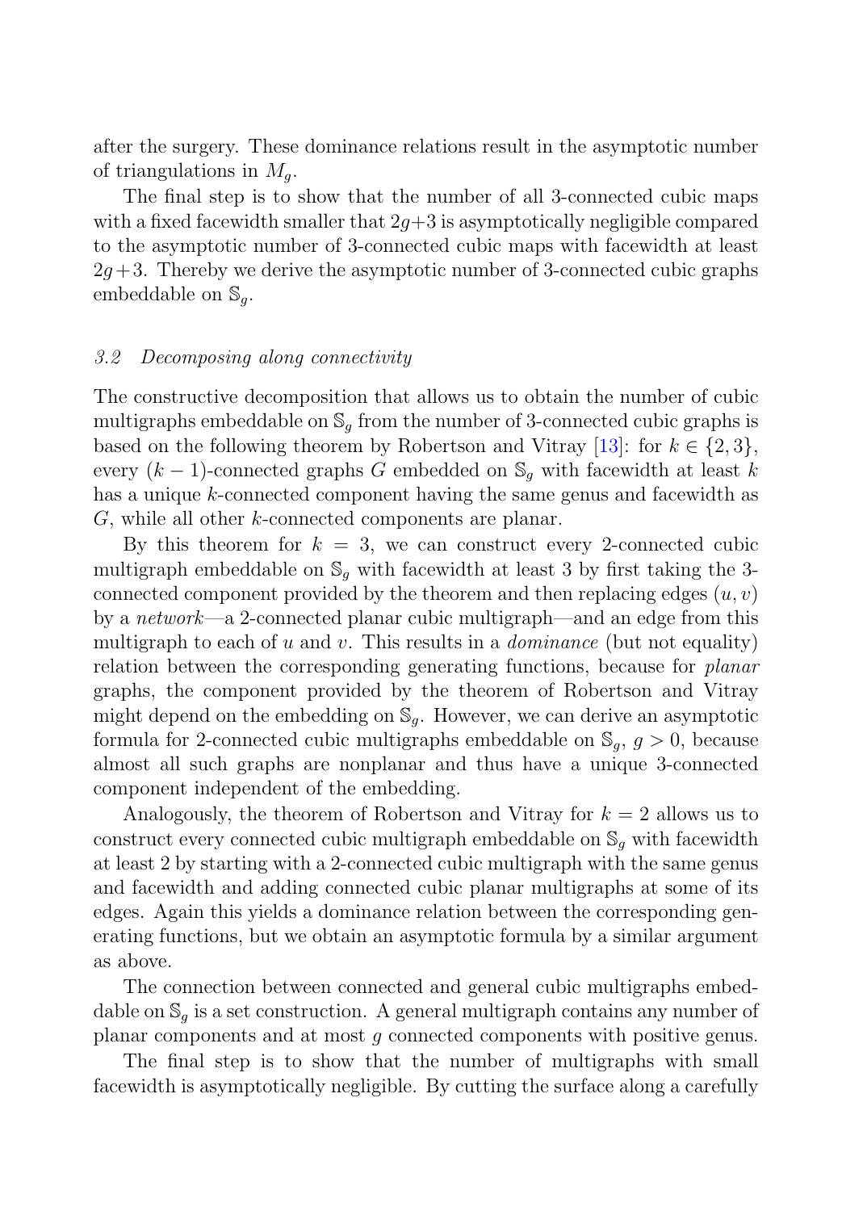after the surgery. These dominance relations result in the asymptotic number of triangulations in $M_g$.

The final step is to show that the number of all 3-connected cubic maps with a fixed facewidth smaller that $2g+3$ is asymptotically negligible compared to the asymptotic number of 3-connected cubic maps with facewidth at least $2g+3$. Thereby we derive the asymptotic number of 3-connected cubic graphs embeddable on $\mathbb{S}_g$.

### *3.2 Decomposing along connectivity*

The constructive decomposition that allows us to obtain the number of cubic multigraphs embeddable on $\mathbb{S}_g$ from the number of 3-connected cubic graphs is based on the following theorem by Robertson and Vitray [13]: for $k \in \{2, 3\}$, every $(k-1)$-connected graphs $G$ embedded on $\mathbb{S}_g$ with facewidth at least $k$ has a unique $k$-connected component having the same genus and facewidth as $G$, while all other $k$-connected components are planar.

By this theorem for $k = 3$, we can construct every 2-connected cubic multigraph embeddable on $\mathbb{S}_g$ with facewidth at least 3 by first taking the 3-connected component provided by the theorem and then replacing edges $(u, v)$ by a *network*—a 2-connected planar cubic multigraph—and an edge from this multigraph to each of $u$ and $v$. This results in a *dominance* (but not equality) relation between the corresponding generating functions, because for *planar* graphs, the component provided by the theorem of Robertson and Vitray might depend on the embedding on $\mathbb{S}_g$. However, we can derive an asymptotic formula for 2-connected cubic multigraphs embeddable on $\mathbb{S}_g$, $g > 0$, because almost all such graphs are nonplanar and thus have a unique 3-connected component independent of the embedding.

Analogously, the theorem of Robertson and Vitray for $k = 2$ allows us to construct every connected cubic multigraph embeddable on $\mathbb{S}_g$ with facewidth at least 2 by starting with a 2-connected cubic multigraph with the same genus and facewidth and adding connected cubic planar multigraphs at some of its edges. Again this yields a dominance relation between the corresponding generating functions, but we obtain an asymptotic formula by a similar argument as above.

The connection between connected and general cubic multigraphs embeddable on $\mathbb{S}_g$ is a set construction. A general multigraph contains any number of planar components and at most $g$ connected components with positive genus.

The final step is to show that the number of multigraphs with small facewidth is asymptotically negligible. By cutting the surface along a carefully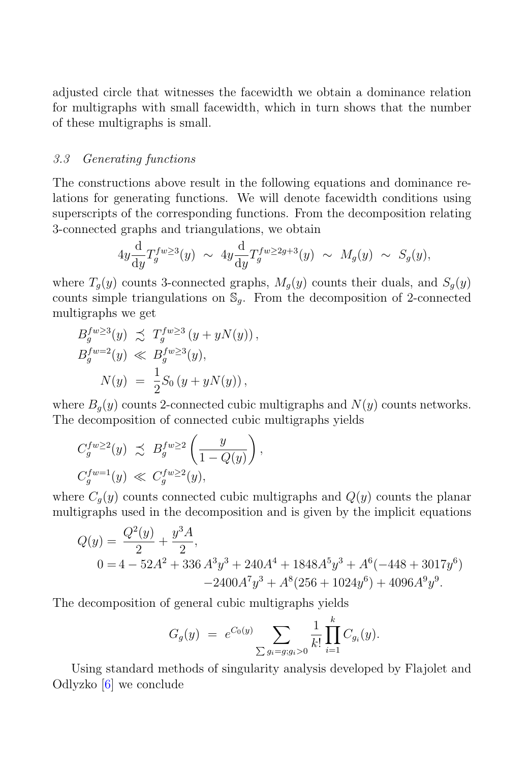adjusted circle that witnesses the facewidth we obtain a dominance relation for multigraphs with small facewidth, which in turn shows that the number of these multigraphs is small.

### *3.3 Generating functions*

The constructions above result in the following equations and dominance relations for generating functions. We will denote facewidth conditions using superscripts of the corresponding functions. From the decomposition relating 3-connected graphs and triangulations, we obtain

$$4y\frac{\mathrm{d}}{\mathrm{d}y}T_g^{fw\geq 3}(y) \;\sim\; 4y\frac{\mathrm{d}}{\mathrm{d}y}T_g^{fw\geq 2g+3}(y) \;\sim\; M_g(y) \;\sim\; S_g(y),$$

where $T_g(y)$ counts 3-connected graphs, $M_g(y)$ counts their duals, and $S_g(y)$ counts simple triangulations on $\mathbb{S}_g$. From the decomposition of 2-connected multigraphs we get

$$\begin{aligned}
B_g^{fw\geq 3}(y) \;&\precsim\; T_g^{fw\geq 3}\left(y + yN(y)\right), \\
B_g^{fw=2}(y) \;&\ll\; B_g^{fw\geq 3}(y), \\
N(y) \;&=\; \frac{1}{2}S_0\left(y + yN(y)\right),
\end{aligned}$$

where $B_g(y)$ counts 2-connected cubic multigraphs and $N(y)$ counts networks. The decomposition of connected cubic multigraphs yields

$$\begin{aligned}
C_g^{fw\geq 2}(y) \;&\precsim\; B_g^{fw\geq 2}\left(\frac{y}{1-Q(y)}\right), \\
C_g^{fw=1}(y) \;&\ll\; C_g^{fw\geq 2}(y),
\end{aligned}$$

where $C_g(y)$ counts connected cubic multigraphs and $Q(y)$ counts the planar multigraphs used in the decomposition and is given by the implicit equations

$$\begin{aligned}
Q(y) = \;& \frac{Q^2(y)}{2} + \frac{y^3 A}{2}, \\
0 = \;& 4 - 52A^2 + 336\,A^3y^3 + 240A^4 + 1848A^5y^3 + A^6(-448 + 3017y^6) \\
& -2400A^7y^3 + A^8(256 + 1024y^6) + 4096A^9y^9.
\end{aligned}$$

The decomposition of general cubic multigraphs yields

$$G_g(y) \;=\; e^{C_0(y)} \sum_{\sum g_i = g;\, g_i > 0} \frac{1}{k!}\prod_{i=1}^{k} C_{g_i}(y).$$

Using standard methods of singularity analysis developed by Flajolet and Odlyzko [6] we conclude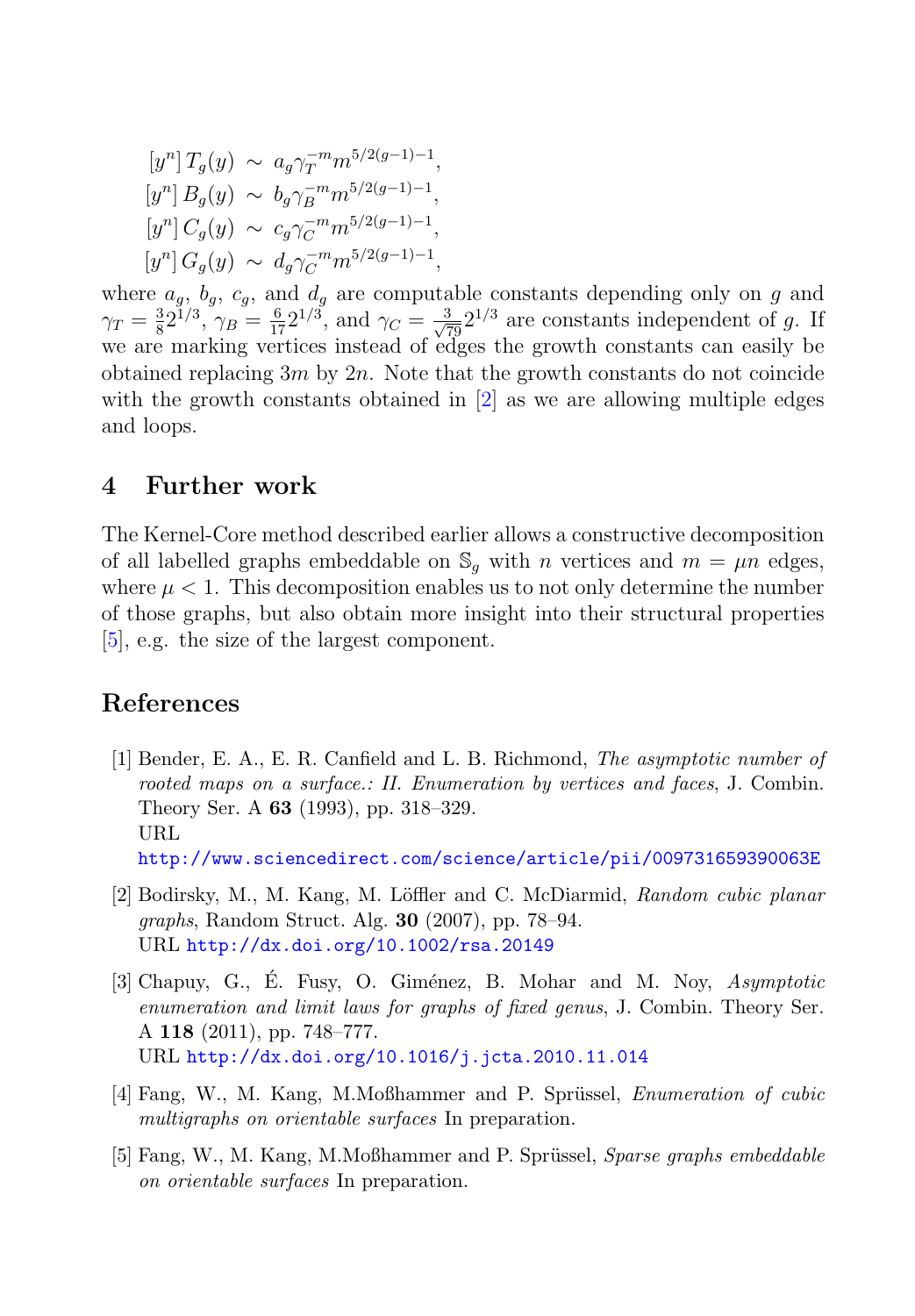$$
\begin{aligned}
[y^n]\, T_g(y) &\sim a_g \gamma_T^{-m} m^{5/2(g-1)-1}, \\
[y^n]\, B_g(y) &\sim b_g \gamma_B^{-m} m^{5/2(g-1)-1}, \\
[y^n]\, C_g(y) &\sim c_g \gamma_C^{-m} m^{5/2(g-1)-1}, \\
[y^n]\, G_g(y) &\sim d_g \gamma_C^{-m} m^{5/2(g-1)-1},
\end{aligned}
$$

where $a_g$, $b_g$, $c_g$, and $d_g$ are computable constants depending only on $g$ and $\gamma_T = \frac{3}{8}2^{1/3}$, $\gamma_B = \frac{6}{17}2^{1/3}$, and $\gamma_C = \frac{3}{\sqrt{79}}2^{1/3}$ are constants independent of $g$. If we are marking vertices instead of edges the growth constants can easily be obtained replacing $3m$ by $2n$. Note that the growth constants do not coincide with the growth constants obtained in [2] as we are allowing multiple edges and loops.

## 4 Further work

The Kernel-Core method described earlier allows a constructive decomposition of all labelled graphs embeddable on $\mathbb{S}_g$ with $n$ vertices and $m = \mu n$ edges, where $\mu < 1$. This decomposition enables us to not only determine the number of those graphs, but also obtain more insight into their structural properties [5], e.g. the size of the largest component.

## References

[1] Bender, E. A., E. R. Canfield and L. B. Richmond, *The asymptotic number of rooted maps on a surface.: II. Enumeration by vertices and faces*, J. Combin. Theory Ser. A **63** (1993), pp. 318–329.
URL http://www.sciencedirect.com/science/article/pii/009731659390063E

[2] Bodirsky, M., M. Kang, M. Löffler and C. McDiarmid, *Random cubic planar graphs*, Random Struct. Alg. **30** (2007), pp. 78–94.
URL http://dx.doi.org/10.1002/rsa.20149

[3] Chapuy, G., É. Fusy, O. Giménez, B. Mohar and M. Noy, *Asymptotic enumeration and limit laws for graphs of fixed genus*, J. Combin. Theory Ser. A **118** (2011), pp. 748–777.
URL http://dx.doi.org/10.1016/j.jcta.2010.11.014

[4] Fang, W., M. Kang, M.Moßhammer and P. Sprüssel, *Enumeration of cubic multigraphs on orientable surfaces* In preparation.

[5] Fang, W., M. Kang, M.Moßhammer and P. Sprüssel, *Sparse graphs embeddable on orientable surfaces* In preparation.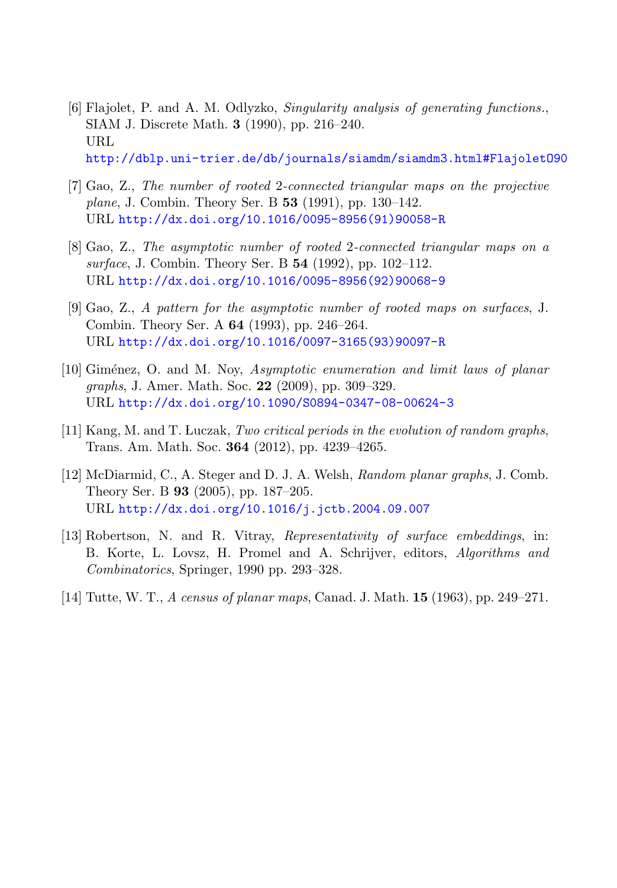[6] Flajolet, P. and A. M. Odlyzko, *Singularity analysis of generating functions.*, SIAM J. Discrete Math. **3** (1990), pp. 216–240.
URL
http://dblp.uni-trier.de/db/journals/siamdm/siamdm3.html#FlajoletO90

[7] Gao, Z., *The number of rooted 2-connected triangular maps on the projective plane*, J. Combin. Theory Ser. B **53** (1991), pp. 130–142.
URL http://dx.doi.org/10.1016/0095-8956(91)90058-R

[8] Gao, Z., *The asymptotic number of rooted 2-connected triangular maps on a surface*, J. Combin. Theory Ser. B **54** (1992), pp. 102–112.
URL http://dx.doi.org/10.1016/0095-8956(92)90068-9

[9] Gao, Z., *A pattern for the asymptotic number of rooted maps on surfaces*, J. Combin. Theory Ser. A **64** (1993), pp. 246–264.
URL http://dx.doi.org/10.1016/0097-3165(93)90097-R

[10] Giménez, O. and M. Noy, *Asymptotic enumeration and limit laws of planar graphs*, J. Amer. Math. Soc. **22** (2009), pp. 309–329.
URL http://dx.doi.org/10.1090/S0894-0347-08-00624-3

[11] Kang, M. and T. Łuczak, *Two critical periods in the evolution of random graphs*, Trans. Am. Math. Soc. **364** (2012), pp. 4239–4265.

[12] McDiarmid, C., A. Steger and D. J. A. Welsh, *Random planar graphs*, J. Comb. Theory Ser. B **93** (2005), pp. 187–205.
URL http://dx.doi.org/10.1016/j.jctb.2004.09.007

[13] Robertson, N. and R. Vitray, *Representativity of surface embeddings*, in: B. Korte, L. Lovsz, H. Promel and A. Schrijver, editors, *Algorithms and Combinatorics*, Springer, 1990 pp. 293–328.

[14] Tutte, W. T., *A census of planar maps*, Canad. J. Math. **15** (1963), pp. 249–271.